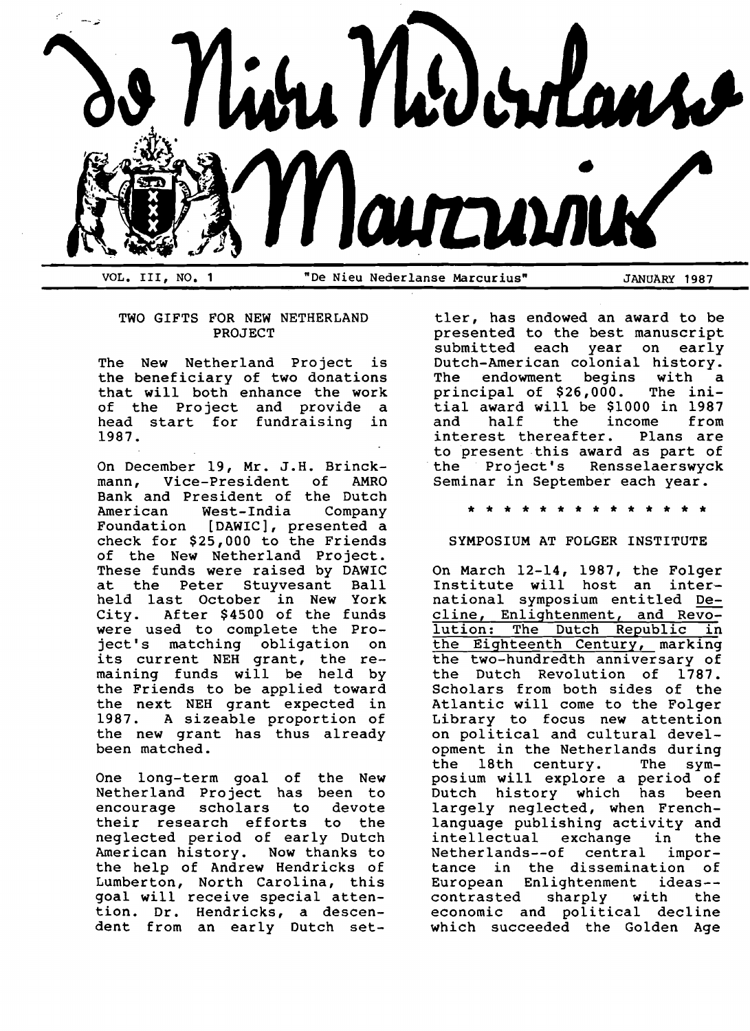# De Nieu Nederlanse Marcurius

VOL. III, NO. 1 "De Nieu Nederlanse Marcurius" JANUARY 1987

## TWO GIFTS FOR NEW NETHERLAND PROJECT

The New Netherland Project is the beneficiary of two donations that will both enhance the work of the Project and provide a head start for fundraising in 1987.

On December 19, Mr. J.H. Brinckmann, Vice-President of AMRO Bank and President of the Dutch American West-India Company Foundation [DAWIC], presented a check for $25,000 to the Friends of the New Netherland Project. These funds were raised by DAWIC at the Peter Stuyvesant Ball held last October in New York City. After $4500 of the funds were used to complete the Project's matching obligation on its current NEH grant, the remaining funds will be held by the Friends to be applied toward the next NEH grant expected in 1987. A sizeable proportion of the new grant has thus already been matched.

One long-term goal of the New Netherland Project has been to encourage scholars to devote their research efforts to the neglected period of early Dutch American history. Now thanks to the help of Andrew Hendricks of Lumberton, North Carolina, this goal will receive special attention. Dr. Hendricks, a descendent from an early Dutch settler, has endowed an award to be presented to the best manuscript submitted each year on early Dutch-American colonial history. The endowment begins with a principal of $26,000. The initial award will be $1000 in 1987 and half the income from interest thereafter. Plans are to present this award as part of the Project's Rensselaerswyck Seminar in September each year.

\* \* \* \* \* \* \* \* \* \* \* \* \* \* \*

## SYMPOSIUM AT FOLGER INSTITUTE

On March 12-14, 1987, the Folger Institute will host an international symposium entitled <u>Decline, Enlightenment, and Revolution: The Dutch Republic in the Eighteenth Century,</u> marking the two-hundredth anniversary of the Dutch Revolution of 1787. Scholars from both sides of the Atlantic will come to the Folger Library to focus new attention on political and cultural development in the Netherlands during the 18th century. The symposium will explore a period of Dutch history which has been largely neglected, when French-language publishing activity and intellectual exchange in the Netherlands--of central importance in the dissemination of European Enlightenment ideas--contrasted sharply with the economic and political decline which succeeded the Golden Age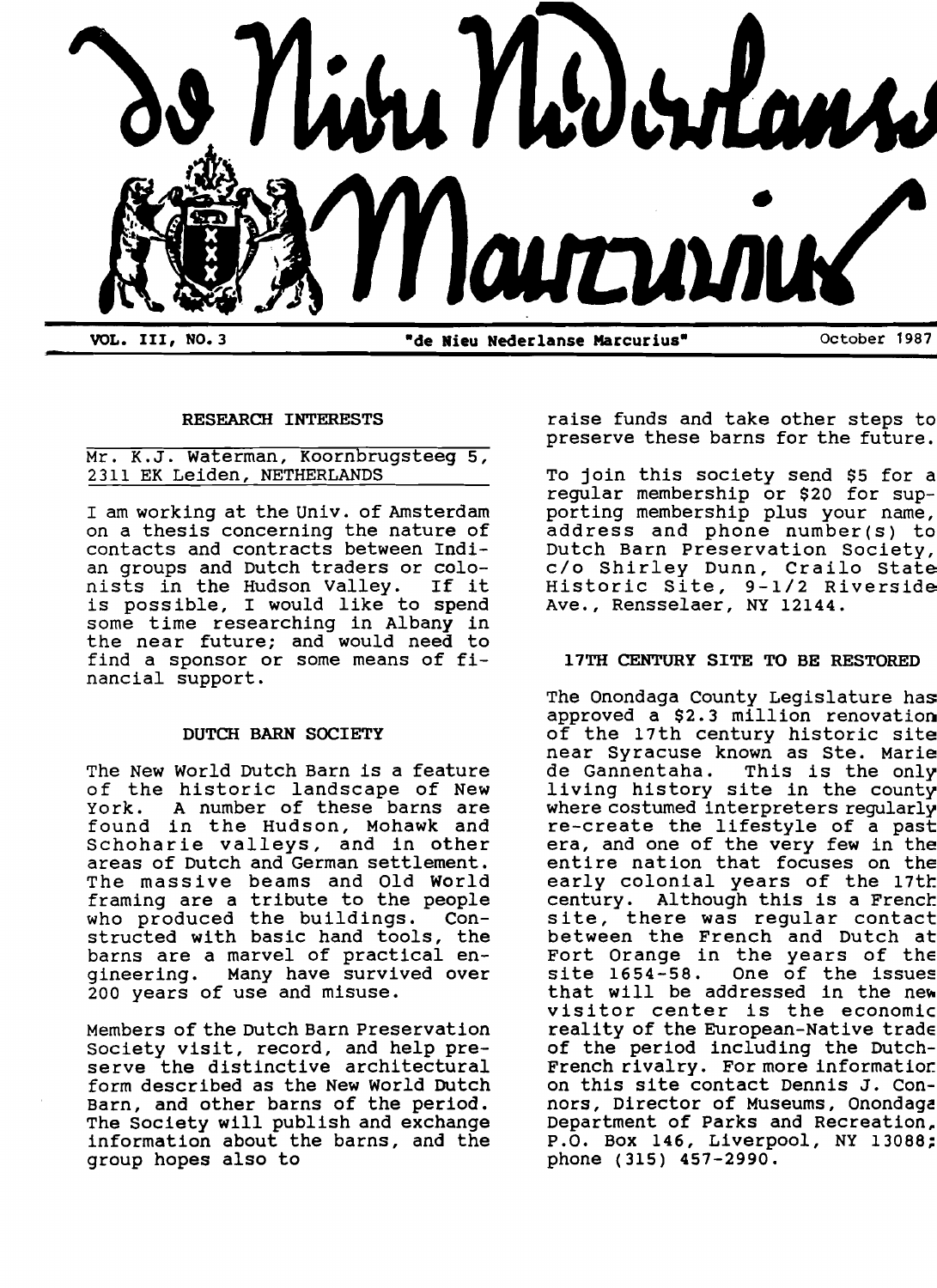# de Nieu Nederlanse Marcurius

VOL. III, NO. 3 — "de Nieu Nederlanse Marcurius" — October 1987

## RESEARCH INTERESTS

Mr. K.J. Waterman, Koornbrugsteeg 5, 2311 EK Leiden, NETHERLANDS

I am working at the Univ. of Amsterdam on a thesis concerning the nature of contacts and contracts between Indian groups and Dutch traders or colonists in the Hudson Valley. If it is possible, I would like to spend some time researching in Albany in the near future; and would need to find a sponsor or some means of financial support.

## DUTCH BARN SOCIETY

The New World Dutch Barn is a feature of the historic landscape of New York. A number of these barns are found in the Hudson, Mohawk and Schoharie valleys, and in other areas of Dutch and German settlement. The massive beams and Old World framing are a tribute to the people who produced the buildings. Constructed with basic hand tools, the barns are a marvel of practical engineering. Many have survived over 200 years of use and misuse.

Members of the Dutch Barn Preservation Society visit, record, and help preserve the distinctive architectural form described as the New World Dutch Barn, and other barns of the period. The Society will publish and exchange information about the barns, and the group hopes also to raise funds and take other steps to preserve these barns for the future.

To join this society send $5 for a regular membership or $20 for supporting membership plus your name, address and phone number(s) to Dutch Barn Preservation Society, c/o Shirley Dunn, Crailo State Historic Site, 9-1/2 Riverside Ave., Rensselaer, NY 12144.

## 17TH CENTURY SITE TO BE RESTORED

The Onondaga County Legislature has approved a $2.3 million renovation of the 17th century historic site near Syracuse known as Ste. Marie de Gannentaha. This is the only living history site in the county where costumed interpreters regularly re-create the lifestyle of a past era, and one of the very few in the entire nation that focuses on the early colonial years of the 17th century. Although this is a French site, there was regular contact between the French and Dutch at Fort Orange in the years of the site 1654-58. One of the issues that will be addressed in the new visitor center is the economic reality of the European-Native trade of the period including the Dutch-French rivalry. For more information on this site contact Dennis J. Connors, Director of Museums, Onondaga Department of Parks and Recreation, P.O. Box 146, Liverpool, NY 13088; phone (315) 457-2990.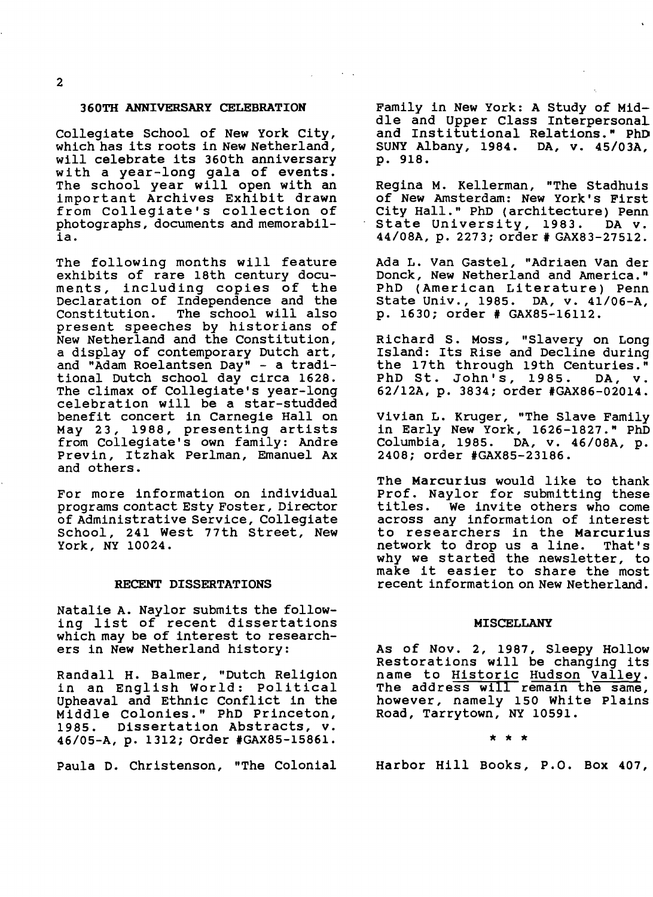## 360TH ANNIVERSARY CELEBRATION

Collegiate School of New York City, which has its roots in New Netherland, will celebrate its 360th anniversary with a year-long gala of events. The school year will open with an important Archives Exhibit drawn from Collegiate's collection of photographs, documents and memorabilia.

The following months will feature exhibits of rare 18th century documents, including copies of the Declaration of Independence and the Constitution. The school will also present speeches by historians of New Netherland and the Constitution, a display of contemporary Dutch art, and "Adam Roelantsen Day" - a traditional Dutch school day circa 1628. The climax of Collegiate's year-long celebration will be a star-studded benefit concert in Carnegie Hall on May 23, 1988, presenting artists from Collegiate's own family: Andre Previn, Itzhak Perlman, Emanuel Ax and others.

For more information on individual programs contact Esty Foster, Director of Administrative Service, Collegiate School, 241 West 77th Street, New York, NY 10024.

## RECENT DISSERTATIONS

Natalie A. Naylor submits the following list of recent dissertations which may be of interest to researchers in New Netherland history:

Randall H. Balmer, "Dutch Religion in an English World: Political Upheaval and Ethnic Conflict in the Middle Colonies." PhD Princeton, 1985. Dissertation Abstracts, v. 46/05-A, p. 1312; Order #GAX85-15861.

Paula D. Christenson, "The Colonial Family in New York: A Study of Middle and Upper Class Interpersonal and Institutional Relations." PhD SUNY Albany, 1984. DA, v. 45/03A, p. 918.

Regina M. Kellerman, "The Stadhuis of New Amsterdam: New York's First City Hall." PhD (architecture) Penn State University, 1983. DA v. 44/08A, p. 2273; order # GAX83-27512.

Ada L. Van Gastel, "Adriaen Van der Donck, New Netherland and America." PhD (American Literature) Penn State Univ., 1985. DA, v. 41/06-A, p. 1630; order # GAX85-16112.

Richard S. Moss, "Slavery on Long Island: Its Rise and Decline during the 17th through 19th Centuries." PhD St. John's, 1985. DA, v. 62/12A, p. 3834; order #GAX86-02014.

Vivian L. Kruger, "The Slave Family in Early New York, 1626-1827." PhD Columbia, 1985. DA, v. 46/08A, p. 2408; order #GAX85-23186.

The **Marcurius** would like to thank Prof. Naylor for submitting these titles. We invite others who come across any information of interest to researchers in the **Marcurius** network to drop us a line. That's why we started the newsletter, to make it easier to share the most recent information on New Netherland.

## MISCELLANY

As of Nov. 2, 1987, Sleepy Hollow Restorations will be changing its name to Historic Hudson Valley. The address will remain the same, however, namely 150 White Plains Road, Tarrytown, NY 10591.

\* \* \*

Harbor Hill Books, P.O. Box 407,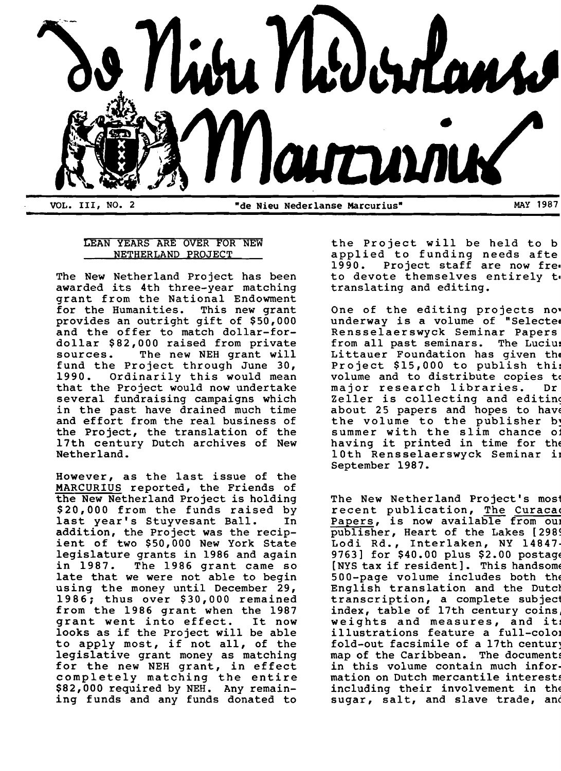# de Nieu Nederlanse Marcurius

VOL. III, NO. 2 — "de Nieu Nederlanse Marcurius" — MAY 1987

## LEAN YEARS ARE OVER FOR NEW NETHERLAND PROJECT

The New Netherland Project has been awarded its 4th three-year matching grant from the National Endowment for the Humanities. This new grant provides an outright gift of $50,000 and the offer to match dollar-for-dollar $82,000 raised from private sources. The new NEH grant will fund the Project through June 30, 1990. Ordinarily this would mean that the Project would now undertake several fundraising campaigns which in the past have drained much time and effort from the real business of the Project, the translation of the 17th century Dutch archives of New Netherland.

However, as the last issue of the MARCURIUS reported, the Friends of the New Netherland Project is holding $20,000 from the funds raised by last year's Stuyvesant Ball. In addition, the Project was the recipient of two $50,000 New York State legislature grants in 1986 and again in 1987. The 1986 grant came so late that we were not able to begin using the money until December 29, 1986; thus over $30,000 remained from the 1986 grant when the 1987 grant went into effect. It now looks as if the Project will be able to apply most, if not all, of the legislative grant money as matching for the new NEH grant, in effect completely matching the entire $82,000 required by NEH. Any remaining funds and any funds donated to the Project will be held to b[e] applied to funding needs afte[r] 1990. Project staff are now fre[e] to devote themselves entirely t[o] translating and editing.

One of the editing projects no[w] underway is a volume of "Selecte[d] Rensselaerswyck Seminar Papers" from all past seminars. The Luciu[s] Littauer Foundation has given th[e] Project $15,000 to publish thi[s] volume and to distribute copies t[o] major research libraries. Dr[.] Zeller is collecting and editin[g] about 25 papers and hopes to hav[e] the volume to the publisher b[y] summer with the slim chance o[f] having it printed in time for th[e] 10th Rensselaerswyck Seminar i[n] September 1987.

The New Netherland Project's mos[t] recent publication, The Curaça[o] Papers, is now available from ou[r] publisher, Heart of the Lakes [298[9] Lodi Rd., Interlaken, NY 14847-9763] for $40.00 plus $2.00 postag[e] [NYS tax if resident]. This handsom[e] 500-page volume includes both th[e] English translation and the Dutc[h] transcription, a complete subjec[t] index, table of 17th century coins, weights and measures, and it[s] illustrations feature a full-colo[r] fold-out facsimile of a 17th centur[y] map of the Caribbean. The document[s] in this volume contain much information on Dutch mercantile interest[s] including their involvement in th[e] sugar, salt, and slave trade, an[d]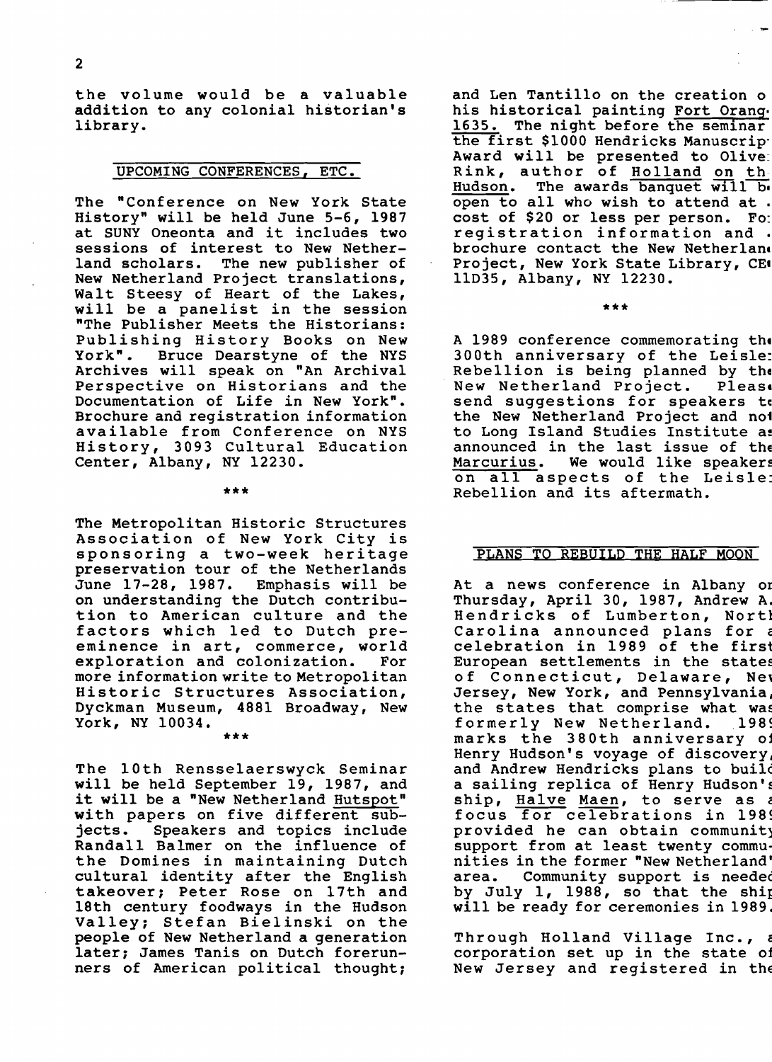the volume would be a valuable addition to any colonial historian's library.

## UPCOMING CONFERENCES, ETC.

The "Conference on New York State History" will be held June 5-6, 1987 at SUNY Oneonta and it includes two sessions of interest to New Netherland scholars. The new publisher of New Netherland Project translations, Walt Steesy of Heart of the Lakes, will be a panelist in the session "The Publisher Meets the Historians: Publishing History Books on New York". Bruce Dearstyne of the NYS Archives will speak on "An Archival Perspective on Historians and the Documentation of Life in New York". Brochure and registration information available from Conference on NYS History, 3093 Cultural Education Center, Albany, NY 12230.

\*\*\*

The Metropolitan Historic Structures Association of New York City is sponsoring a two-week heritage preservation tour of the Netherlands June 17-28, 1987. Emphasis will be on understanding the Dutch contribution to American culture and the factors which led to Dutch preeminence in art, commerce, world exploration and colonization. For more information write to Metropolitan Historic Structures Association, Dyckman Museum, 4881 Broadway, New York, NY 10034.

\*\*\*

The 10th Rensselaerswyck Seminar will be held September 19, 1987, and it will be a "New Netherland Hutspot" with papers on five different subjects. Speakers and topics include Randall Balmer on the influence of the Domines in maintaining Dutch cultural identity after the English takeover; Peter Rose on 17th and 18th century foodways in the Hudson Valley; Stefan Bielinski on the people of New Netherland a generation later; James Tanis on Dutch forerunners of American political thought; and Len Tantillo on the creation o[f] his historical painting Fort Orang[e] 1635. The night before the seminar the first $1000 Hendricks Manuscrip[t] Award will be presented to Olive[r] Rink, author of Holland on th[e] Hudson. The awards banquet will b[e] open to all who wish to attend at [a] cost of $20 or less per person. Fo[r] registration information and [a] brochure contact the New Netherlan[d] Project, New York State Library, CE[C] 11D35, Albany, NY 12230.

\*\*\*

A 1989 conference commemorating th[e] 300th anniversary of the Leisle[r] Rebellion is being planned by th[e] New Netherland Project. Pleas[e] send suggestions for speakers t[o] the New Netherland Project and no[t] to Long Island Studies Institute a[s] announced in the last issue of th[e] Marcurius. We would like speaker[s] on all aspects of the Leisle[r] Rebellion and its aftermath.

## PLANS TO REBUILD THE HALF MOON

At a news conference in Albany o[n] Thursday, April 30, 1987, Andrew A. Hendricks of Lumberton, Nort[h] Carolina announced plans for [a] celebration in 1989 of the firs[t] European settlements in the state[s] of Connecticut, Delaware, Ne[w] Jersey, New York, and Pennsylvania, the states that comprise what wa[s] formerly New Netherland. 198[9] marks the 380th anniversary o[f] Henry Hudson's voyage of discovery, and Andrew Hendricks plans to buil[d] a sailing replica of Henry Hudson'[s] ship, Halve Maen, to serve as [a] focus for celebrations in 198[9] provided he can obtain communit[y] support from at least twenty communities in the former "New Netherland" area. Community support is neede[d] by July 1, 1988, so that the shi[p] will be ready for ceremonies in 1989.

Through Holland Village Inc., [a] corporation set up in the state o[f] New Jersey and registered in th[e]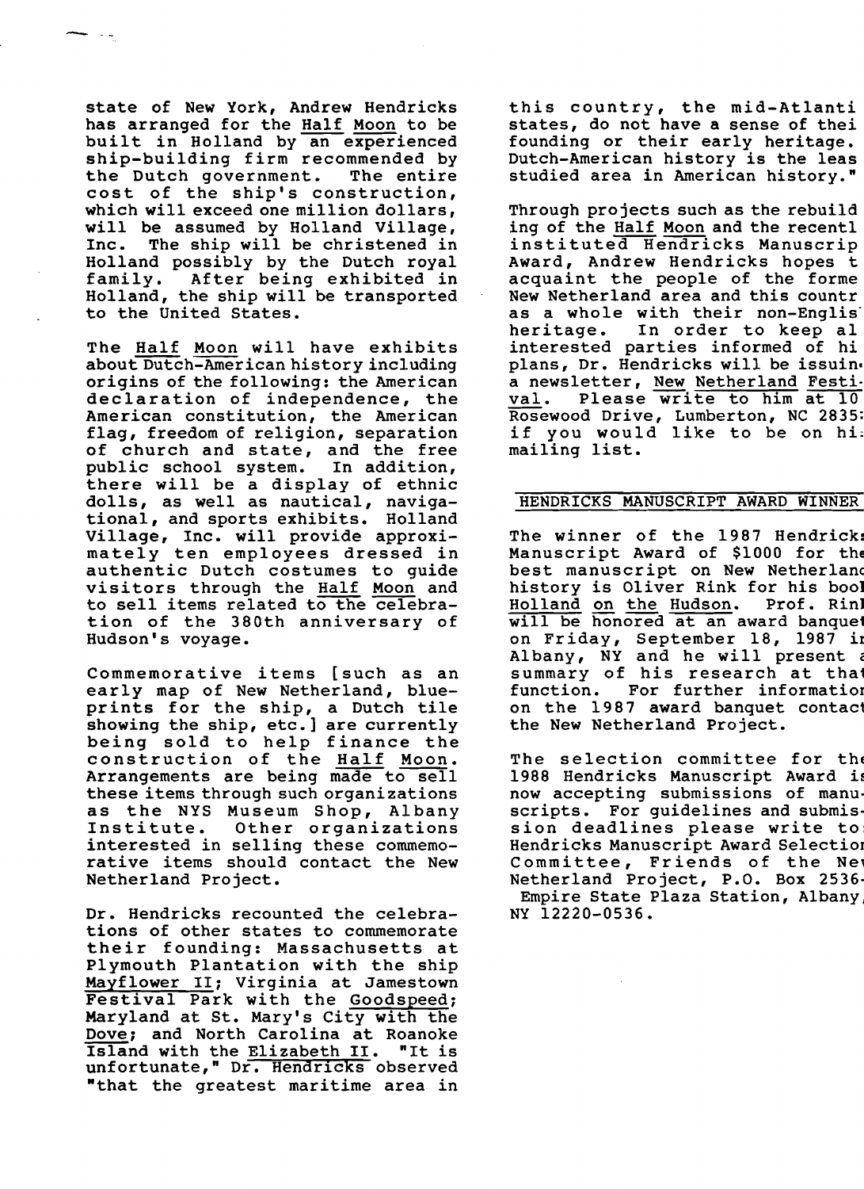state of New York, Andrew Hendricks has arranged for the Half Moon to be built in Holland by an experienced ship-building firm recommended by the Dutch government. The entire cost of the ship's construction, which will exceed one million dollars, will be assumed by Holland Village, Inc. The ship will be christened in Holland possibly by the Dutch royal family. After being exhibited in Holland, the ship will be transported to the United States.

The Half Moon will have exhibits about Dutch-American history including origins of the following: the American declaration of independence, the American constitution, the American flag, freedom of religion, separation of church and state, and the free public school system. In addition, there will be a display of ethnic dolls, as well as nautical, navigational, and sports exhibits. Holland Village, Inc. will provide approximately ten employees dressed in authentic Dutch costumes to guide visitors through the Half Moon and to sell items related to the celebration of the 380th anniversary of Hudson's voyage.

Commemorative items [such as an early map of New Netherland, blueprints for the ship, a Dutch tile showing the ship, etc.] are currently being sold to help finance the construction of the Half Moon. Arrangements are being made to sell these items through such organizations as the NYS Museum Shop, Albany Institute. Other organizations interested in selling these commemorative items should contact the New Netherland Project.

Dr. Hendricks recounted the celebrations of other states to commemorate their founding: Massachusetts at Plymouth Plantation with the ship Mayflower II; Virginia at Jamestown Festival Park with the Goodspeed; Maryland at St. Mary's City with the Dove; and North Carolina at Roanoke Island with the Elizabeth II. "It is unfortunate," Dr. Hendricks observed "that the greatest maritime area in this country, the mid-Atlanti states, do not have a sense of thei founding or their early heritage. Dutch-American history is the leas studied area in American history."

Through projects such as the rebuild ing of the Half Moon and the recentl instituted Hendricks Manuscrip Award, Andrew Hendricks hopes t acquaint the people of the forme New Netherland area and this countr as a whole with their non-Englis heritage. In order to keep al interested parties informed of hi plans, Dr. Hendricks will be issuin a newsletter, New Netherland Festival. Please write to him at 10 Rosewood Drive, Lumberton, NC 2835 if you would like to be on hi mailing list.

## HENDRICKS MANUSCRIPT AWARD WINNER

The winner of the 1987 Hendricks Manuscript Award of $1000 for the best manuscript on New Netherland history is Oliver Rink for his book Holland on the Hudson. Prof. Rink will be honored at an award banquet on Friday, September 18, 1987 in Albany, NY and he will present a summary of his research at that function. For further information on the 1987 award banquet contact the New Netherland Project.

The selection committee for the 1988 Hendricks Manuscript Award is now accepting submissions of manuscripts. For guidelines and submission deadlines please write to: Hendricks Manuscript Award Selection Committee, Friends of the New Netherland Project, P.O. Box 2536, Empire State Plaza Station, Albany, NY 12220-0536.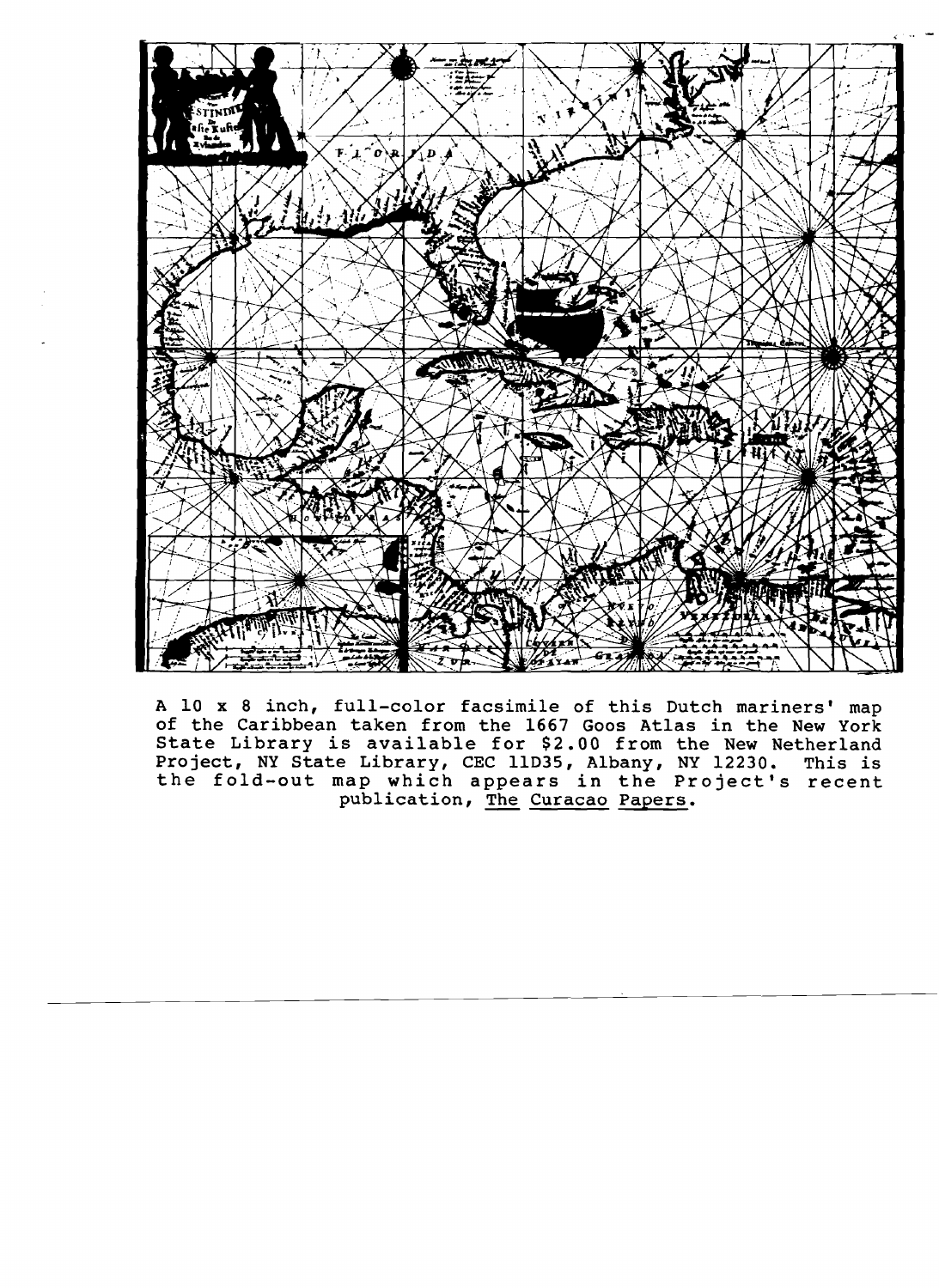A 10 x 8 inch, full-color facsimile of this Dutch mariners' map of the Caribbean taken from the 1667 Goos Atlas in the New York State Library is available for $2.00 from the New Netherland Project, NY State Library, CEC 11D35, Albany, NY 12230. This is the fold-out map which appears in the Project's recent publication, The Curacao Papers.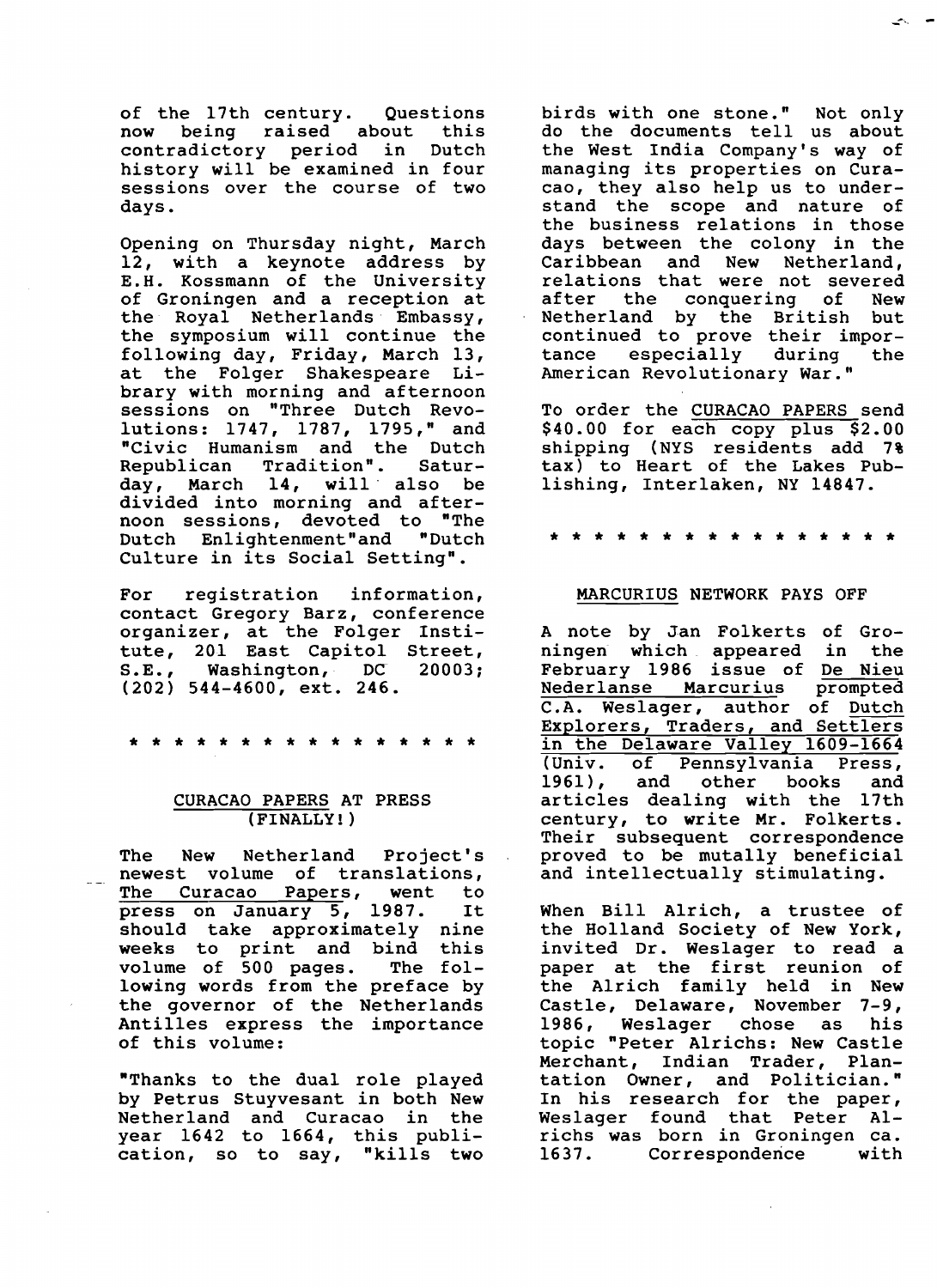of the 17th century. Questions now being raised about this contradictory period in Dutch history will be examined in four sessions over the course of two days.

Opening on Thursday night, March 12, with a keynote address by E.H. Kossmann of the University of Groningen and a reception at the Royal Netherlands Embassy, the symposium will continue the following day, Friday, March 13, at the Folger Shakespeare Library with morning and afternoon sessions on "Three Dutch Revolutions: 1747, 1787, 1795," and "Civic Humanism and the Dutch Republican Tradition". Saturday, March 14, will also be divided into morning and afternoon sessions, devoted to "The Dutch Enlightenment"and "Dutch Culture in its Social Setting".

For registration information, contact Gregory Barz, conference organizer, at the Folger Institute, 201 East Capitol Street, S.E., Washington, DC 20003; (202) 544-4600, ext. 246.

* * * * * * * * * * * * * * * * *

## CURACAO PAPERS AT PRESS (FINALLY!)

The New Netherland Project's newest volume of translations, The Curacao Papers, went to press on January 5, 1987. It should take approximately nine weeks to print and bind this volume of 500 pages. The following words from the preface by the governor of the Netherlands Antilles express the importance of this volume:

"Thanks to the dual role played by Petrus Stuyvesant in both New Netherland and Curacao in the year 1642 to 1664, this publication, so to say, "kills two birds with one stone." Not only do the documents tell us about the West India Company's way of managing its properties on Curacao, they also help us to understand the scope and nature of the business relations in those days between the colony in the Caribbean and New Netherland, relations that were not severed after the conquering of New Netherland by the British but continued to prove their importance especially during the American Revolutionary War."

To order the CURACAO PAPERS send $40.00 for each copy plus $2.00 shipping (NYS residents add 7% tax) to Heart of the Lakes Publishing, Interlaken, NY 14847.

* * * * * * * * * * * * * * * * *

## MARCURIUS NETWORK PAYS OFF

A note by Jan Folkerts of Groningen which appeared in the February 1986 issue of De Nieu Nederlanse Marcurius prompted C.A. Weslager, author of Dutch Explorers, Traders, and Settlers in the Delaware Valley 1609-1664 (Univ. of Pennsylvania Press, 1961), and other books and articles dealing with the 17th century, to write Mr. Folkerts. Their subsequent correspondence proved to be mutally beneficial and intellectually stimulating.

When Bill Alrich, a trustee of the Holland Society of New York, invited Dr. Weslager to read a paper at the first reunion of the Alrich family held in New Castle, Delaware, November 7-9, 1986, Weslager chose as his topic "Peter Alrichs: New Castle Merchant, Indian Trader, Plantation Owner, and Politician." In his research for the paper, Weslager found that Peter Alrichs was born in Groningen ca. 1637. Correspondence with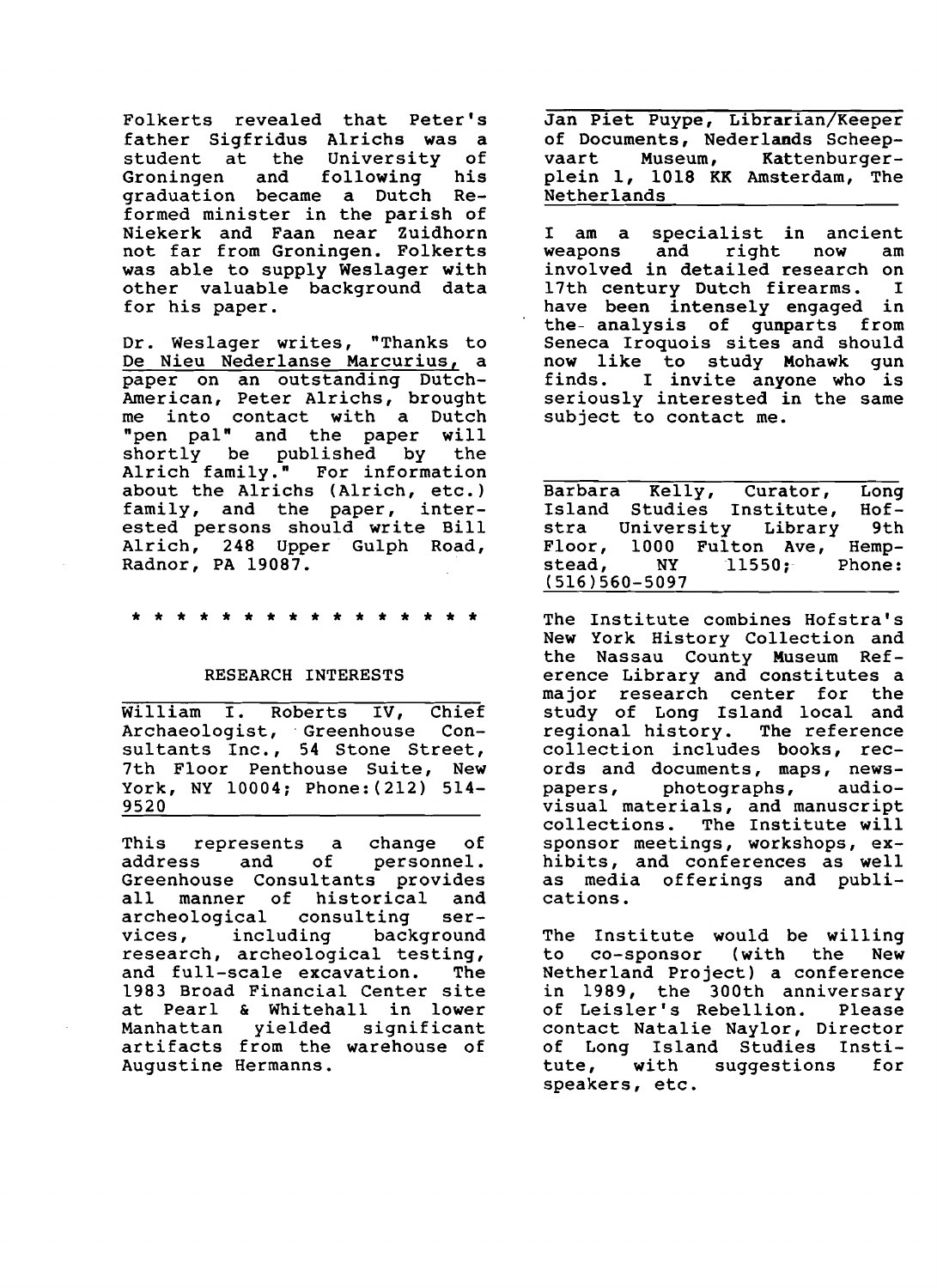Folkerts revealed that Peter's father Sigfridus Alrichs was a student at the University of Groningen and following his graduation became a Dutch Reformed minister in the parish of Niekerk and Faan near Zuidhorn not far from Groningen. Folkerts was able to supply Weslager with other valuable background data for his paper.

Dr. Weslager writes, "Thanks to De Nieu Nederlanse Marcurius, a paper on an outstanding Dutch-American, Peter Alrichs, brought me into contact with a Dutch "pen pal" and the paper will shortly be published by the Alrich family." For information about the Alrichs (Alrich, etc.) family, and the paper, interested persons should write Bill Alrich, 248 Upper Gulph Road, Radnor, PA 19087.

* * * * * * * * * * * * * * * * *

## RESEARCH INTERESTS

William I. Roberts IV, Chief Archaeologist, Greenhouse Consultants Inc., 54 Stone Street, 7th Floor Penthouse Suite, New York, NY 10004; Phone:(212) 514-9520

This represents a change of address and of personnel. Greenhouse Consultants provides all manner of historical and archeological consulting services, including background research, archeological testing, and full-scale excavation. The 1983 Broad Financial Center site at Pearl & Whitehall in lower Manhattan yielded significant artifacts from the warehouse of Augustine Hermanns.

Jan Piet Puype, Librarian/Keeper of Documents, Nederlands Scheepvaart Museum, Kattenburgerplein 1, 1018 KK Amsterdam, The Netherlands

I am a specialist in ancient weapons and right now am involved in detailed research on 17th century Dutch firearms. I have been intensely engaged in the analysis of gunparts from Seneca Iroquois sites and should now like to study Mohawk gun finds. I invite anyone who is seriously interested in the same subject to contact me.

Barbara Kelly, Curator, Long Island Studies Institute, Hofstra University Library 9th Floor, 1000 Fulton Ave, Hempstead, NY 11550; Phone: (516)560-5097

The Institute combines Hofstra's New York History Collection and the Nassau County Museum Reference Library and constitutes a major research center for the study of Long Island local and regional history. The reference collection includes books, records and documents, maps, newspapers, photographs, audio-visual materials, and manuscript collections. The Institute will sponsor meetings, workshops, exhibits, and conferences as well as media offerings and publications.

The Institute would be willing to co-sponsor (with the New Netherland Project) a conference in 1989, the 300th anniversary of Leisler's Rebellion. Please contact Natalie Naylor, Director of Long Island Studies Institute, with suggestions for speakers, etc.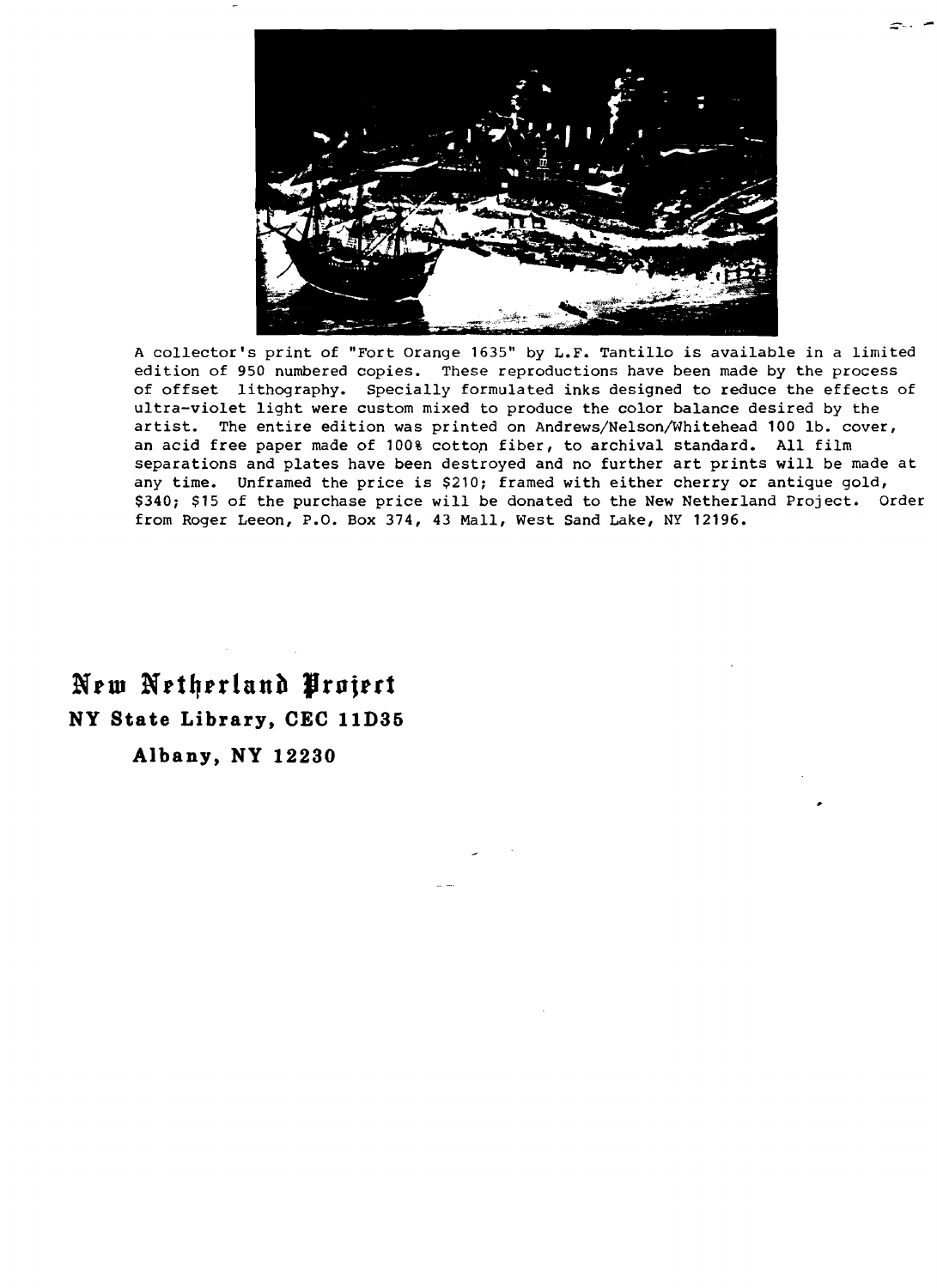A collector's print of "Fort Orange 1635" by L.F. Tantillo is available in a limited edition of 950 numbered copies. These reproductions have been made by the process of offset lithography. Specially formulated inks designed to reduce the effects of ultra-violet light were custom mixed to produce the color balance desired by the artist. The entire edition was printed on Andrews/Nelson/Whitehead 100 lb. cover, an acid free paper made of 100% cotton fiber, to archival standard. All film separations and plates have been destroyed and no further art prints will be made at any time. Unframed the price is $210; framed with either cherry or antique gold, $340; $15 of the purchase price will be donated to the New Netherland Project. Order from Roger Leeon, P.O. Box 374, 43 Mall, West Sand Lake, NY 12196.

**New Netherland Project**
**NY State Library, CEC 11D35**
**Albany, NY 12230**